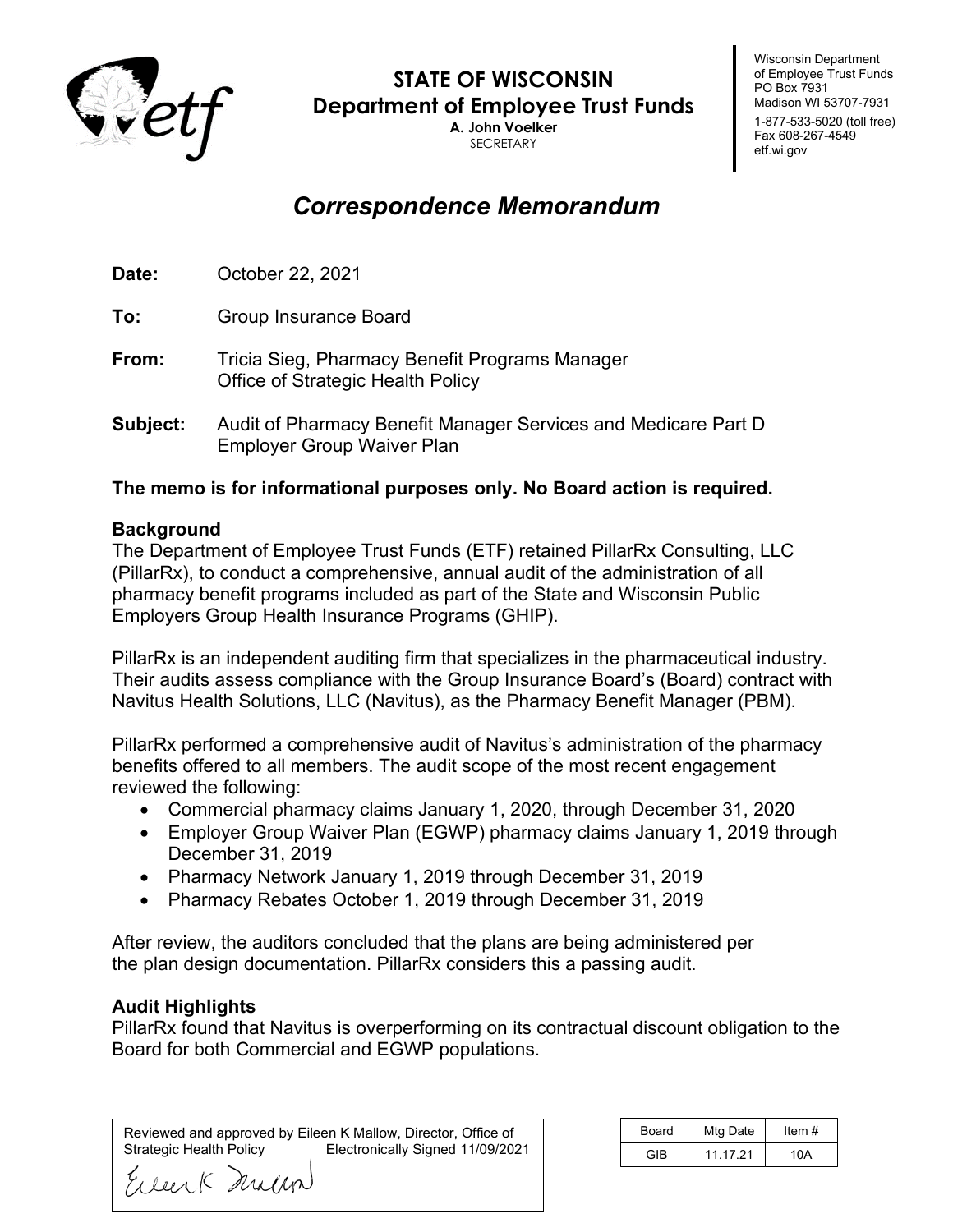**STATE OF WISCONSIN**
**Department of Employee Trust Funds**
**A. John Voelker**
SECRETARY

Wisconsin Department of Employee Trust Funds
PO Box 7931
Madison WI 53707-7931
1-877-533-5020 (toll free)
Fax 608-267-4549
etf.wi.gov

# *Correspondence Memorandum*

**Date:** October 22, 2021

**To:** Group Insurance Board

**From:** Tricia Sieg, Pharmacy Benefit Programs Manager
Office of Strategic Health Policy

**Subject:** Audit of Pharmacy Benefit Manager Services and Medicare Part D Employer Group Waiver Plan

**The memo is for informational purposes only. No Board action is required.**

## Background

The Department of Employee Trust Funds (ETF) retained PillarRx Consulting, LLC (PillarRx), to conduct a comprehensive, annual audit of the administration of all pharmacy benefit programs included as part of the State and Wisconsin Public Employers Group Health Insurance Programs (GHIP).

PillarRx is an independent auditing firm that specializes in the pharmaceutical industry. Their audits assess compliance with the Group Insurance Board's (Board) contract with Navitus Health Solutions, LLC (Navitus), as the Pharmacy Benefit Manager (PBM).

PillarRx performed a comprehensive audit of Navitus's administration of the pharmacy benefits offered to all members. The audit scope of the most recent engagement reviewed the following:

- Commercial pharmacy claims January 1, 2020, through December 31, 2020
- Employer Group Waiver Plan (EGWP) pharmacy claims January 1, 2019 through December 31, 2019
- Pharmacy Network January 1, 2019 through December 31, 2019
- Pharmacy Rebates October 1, 2019 through December 31, 2019

After review, the auditors concluded that the plans are being administered per the plan design documentation. PillarRx considers this a passing audit.

## Audit Highlights

PillarRx found that Navitus is overperforming on its contractual discount obligation to the Board for both Commercial and EGWP populations.

Reviewed and approved by Eileen K Mallow, Director, Office of Strategic Health Policy
Electronically Signed 11/09/2021

| Board | Mtg Date | Item # |
|---|---|---|
| GIB | 11.17.21 | 10A |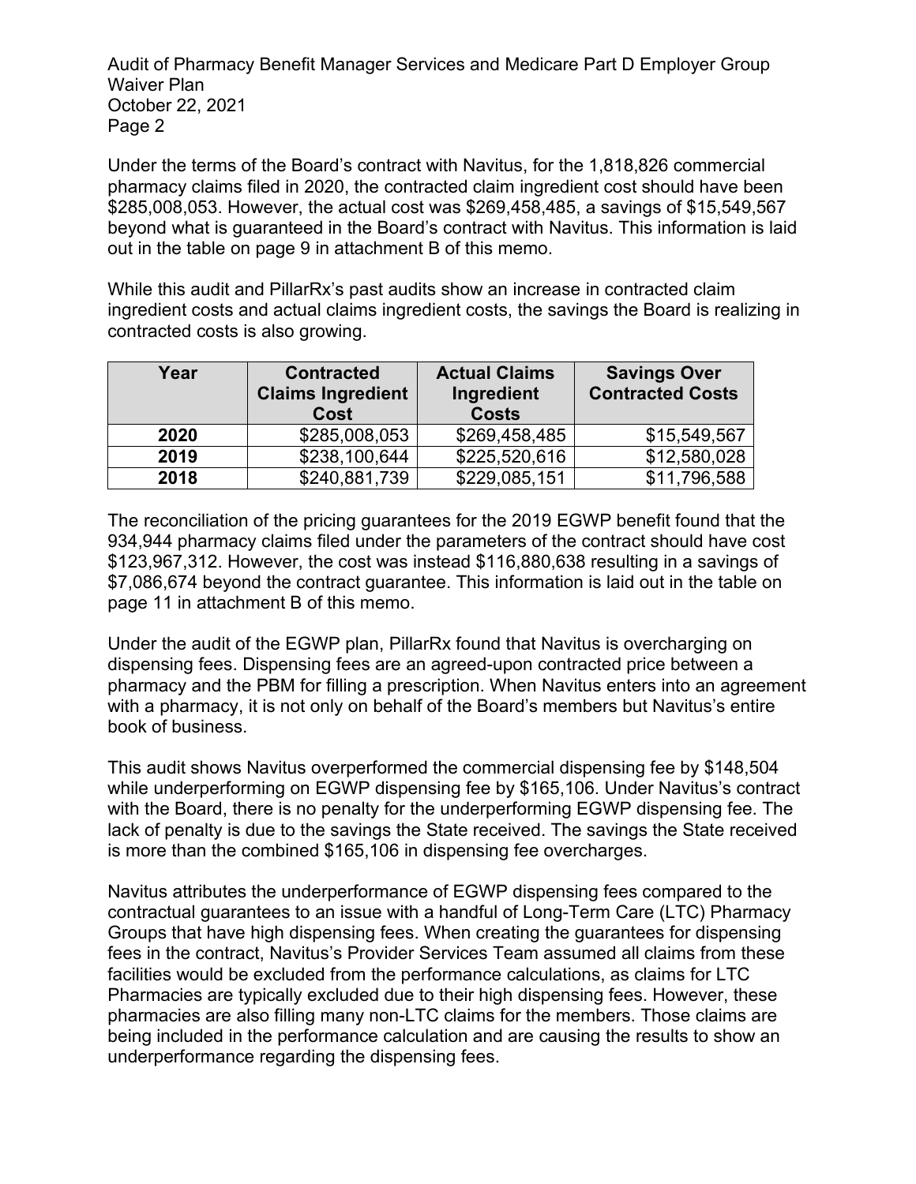Under the terms of the Board's contract with Navitus, for the 1,818,826 commercial pharmacy claims filed in 2020, the contracted claim ingredient cost should have been $285,008,053. However, the actual cost was $269,458,485, a savings of $15,549,567 beyond what is guaranteed in the Board's contract with Navitus. This information is laid out in the table on page 9 in attachment B of this memo.

While this audit and PillarRx's past audits show an increase in contracted claim ingredient costs and actual claims ingredient costs, the savings the Board is realizing in contracted costs is also growing.

| Year | Contracted Claims Ingredient Cost | Actual Claims Ingredient Costs | Savings Over Contracted Costs |
|---|---|---|---|
| **2020** | $285,008,053 | $269,458,485 | $15,549,567 |
| **2019** | $238,100,644 | $225,520,616 | $12,580,028 |
| **2018** | $240,881,739 | $229,085,151 | $11,796,588 |

The reconciliation of the pricing guarantees for the 2019 EGWP benefit found that the 934,944 pharmacy claims filed under the parameters of the contract should have cost $123,967,312. However, the cost was instead $116,880,638 resulting in a savings of $7,086,674 beyond the contract guarantee. This information is laid out in the table on page 11 in attachment B of this memo.

Under the audit of the EGWP plan, PillarRx found that Navitus is overcharging on dispensing fees. Dispensing fees are an agreed-upon contracted price between a pharmacy and the PBM for filling a prescription. When Navitus enters into an agreement with a pharmacy, it is not only on behalf of the Board's members but Navitus's entire book of business.

This audit shows Navitus overperformed the commercial dispensing fee by $148,504 while underperforming on EGWP dispensing fee by $165,106. Under Navitus's contract with the Board, there is no penalty for the underperforming EGWP dispensing fee. The lack of penalty is due to the savings the State received. The savings the State received is more than the combined $165,106 in dispensing fee overcharges.

Navitus attributes the underperformance of EGWP dispensing fees compared to the contractual guarantees to an issue with a handful of Long-Term Care (LTC) Pharmacy Groups that have high dispensing fees. When creating the guarantees for dispensing fees in the contract, Navitus's Provider Services Team assumed all claims from these facilities would be excluded from the performance calculations, as claims for LTC Pharmacies are typically excluded due to their high dispensing fees. However, these pharmacies are also filling many non-LTC claims for the members. Those claims are being included in the performance calculation and are causing the results to show an underperformance regarding the dispensing fees.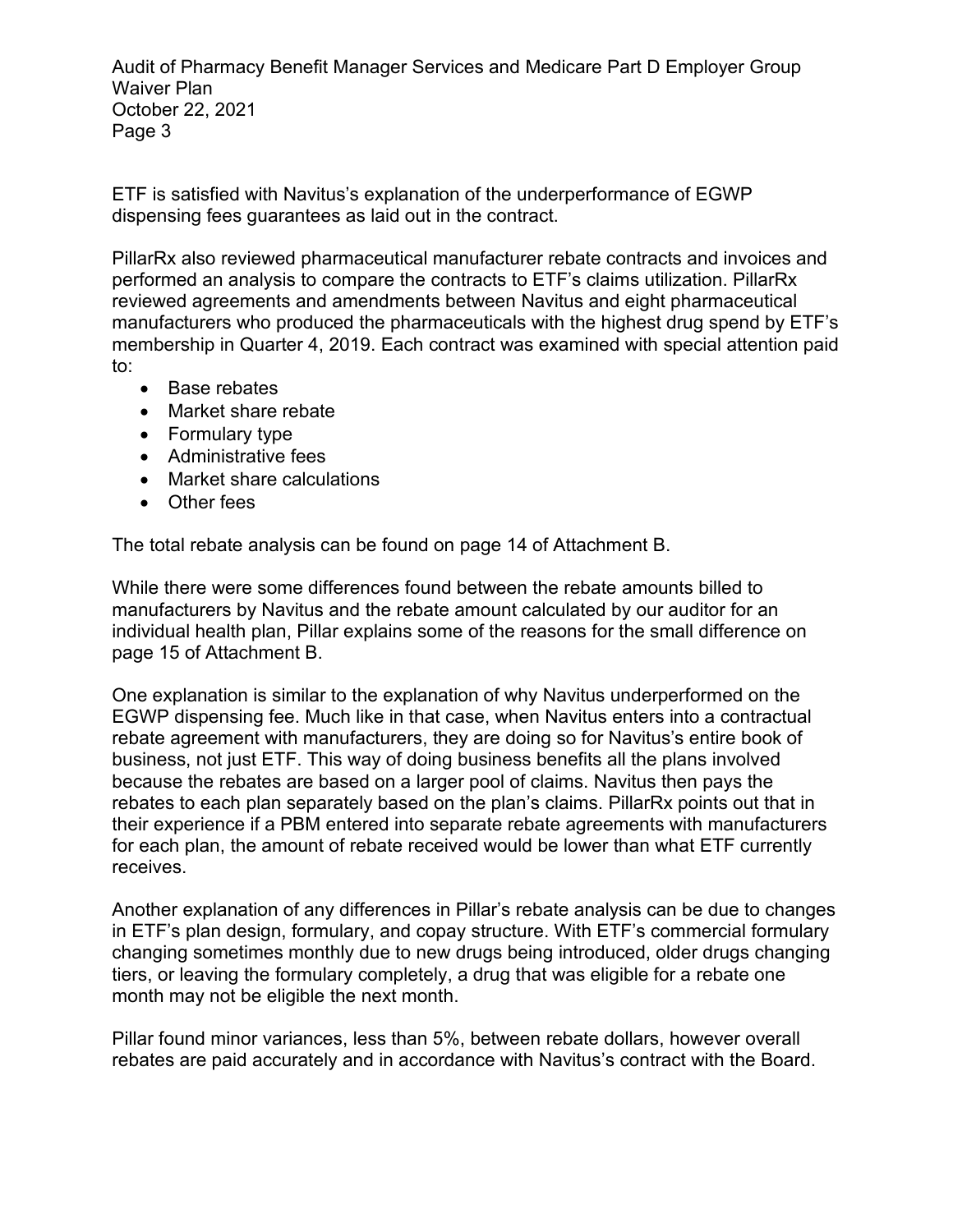ETF is satisfied with Navitus's explanation of the underperformance of EGWP dispensing fees guarantees as laid out in the contract.

PillarRx also reviewed pharmaceutical manufacturer rebate contracts and invoices and performed an analysis to compare the contracts to ETF's claims utilization. PillarRx reviewed agreements and amendments between Navitus and eight pharmaceutical manufacturers who produced the pharmaceuticals with the highest drug spend by ETF's membership in Quarter 4, 2019. Each contract was examined with special attention paid to:

- Base rebates
- Market share rebate
- Formulary type
- Administrative fees
- Market share calculations
- Other fees

The total rebate analysis can be found on page 14 of Attachment B.

While there were some differences found between the rebate amounts billed to manufacturers by Navitus and the rebate amount calculated by our auditor for an individual health plan, Pillar explains some of the reasons for the small difference on page 15 of Attachment B.

One explanation is similar to the explanation of why Navitus underperformed on the EGWP dispensing fee. Much like in that case, when Navitus enters into a contractual rebate agreement with manufacturers, they are doing so for Navitus's entire book of business, not just ETF. This way of doing business benefits all the plans involved because the rebates are based on a larger pool of claims. Navitus then pays the rebates to each plan separately based on the plan's claims. PillarRx points out that in their experience if a PBM entered into separate rebate agreements with manufacturers for each plan, the amount of rebate received would be lower than what ETF currently receives.

Another explanation of any differences in Pillar's rebate analysis can be due to changes in ETF's plan design, formulary, and copay structure. With ETF's commercial formulary changing sometimes monthly due to new drugs being introduced, older drugs changing tiers, or leaving the formulary completely, a drug that was eligible for a rebate one month may not be eligible the next month.

Pillar found minor variances, less than 5%, between rebate dollars, however overall rebates are paid accurately and in accordance with Navitus's contract with the Board.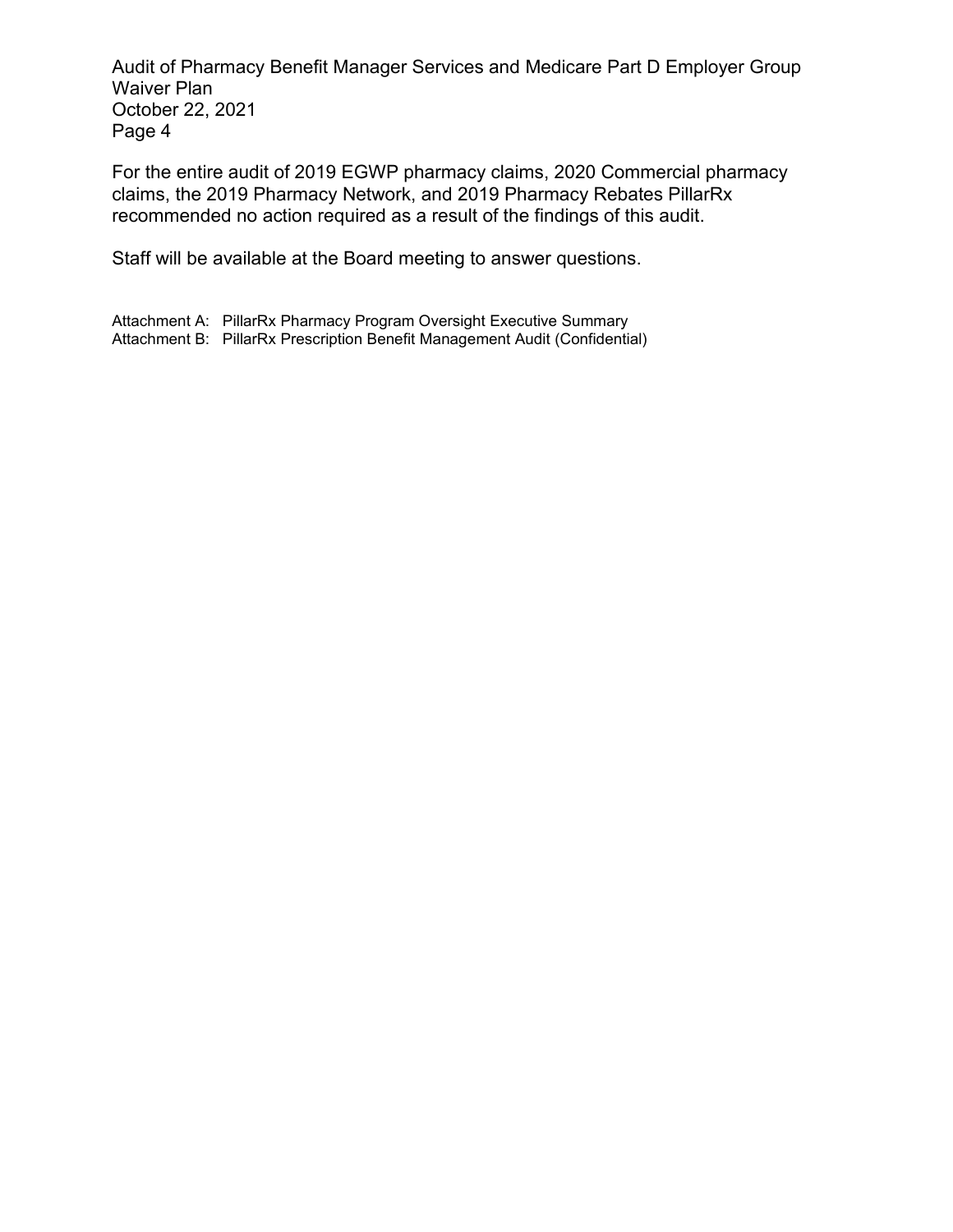For the entire audit of 2019 EGWP pharmacy claims, 2020 Commercial pharmacy claims, the 2019 Pharmacy Network, and 2019 Pharmacy Rebates PillarRx recommended no action required as a result of the findings of this audit.

Staff will be available at the Board meeting to answer questions.

Attachment A: PillarRx Pharmacy Program Oversight Executive Summary
Attachment B: PillarRx Prescription Benefit Management Audit (Confidential)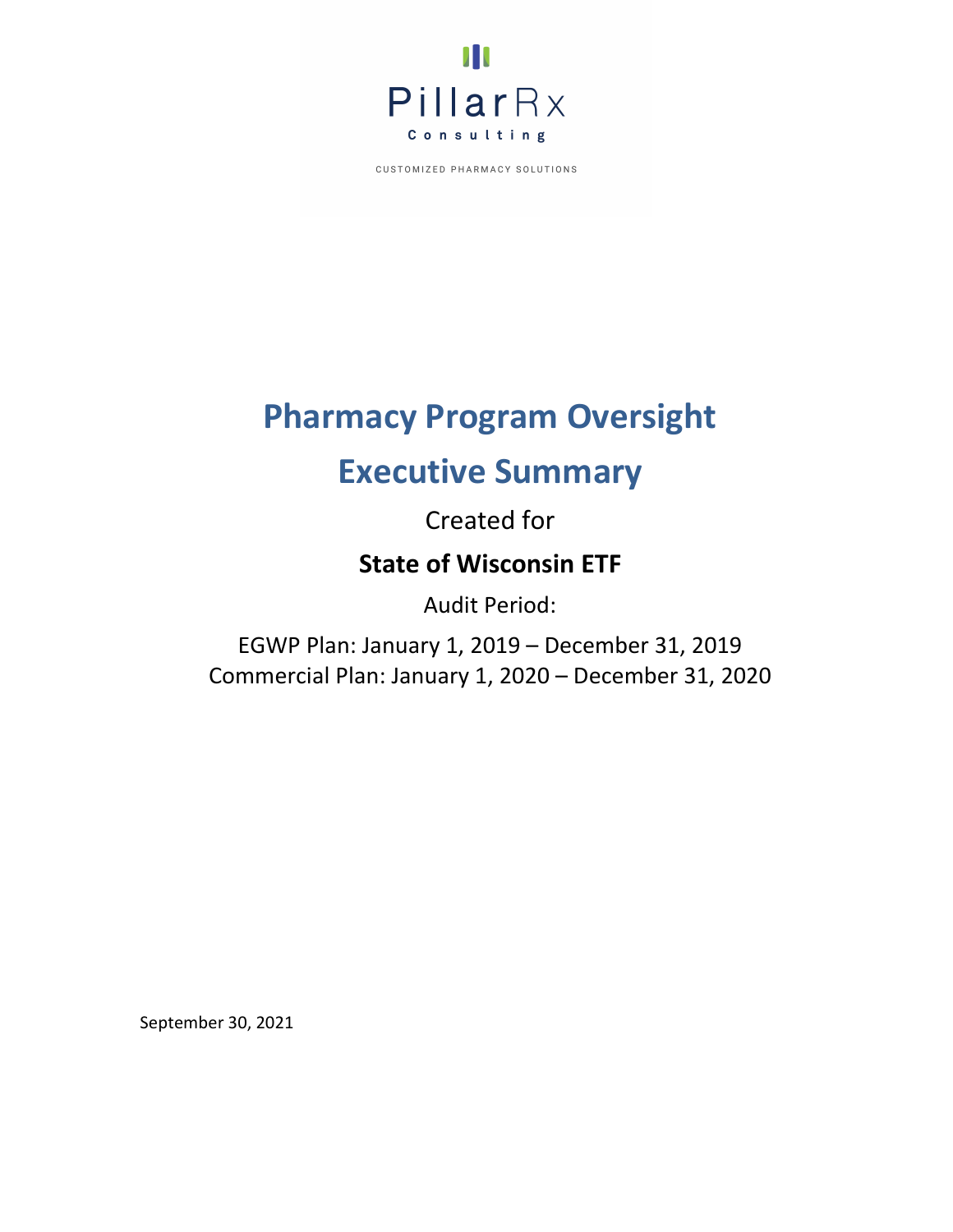PillarRx

Consulting

CUSTOMIZED PHARMACY SOLUTIONS

# Pharmacy Program Oversight

# Executive Summary

Created for

**State of Wisconsin ETF**

Audit Period:

EGWP Plan: January 1, 2019 – December 31, 2019
Commercial Plan: January 1, 2020 – December 31, 2020

September 30, 2021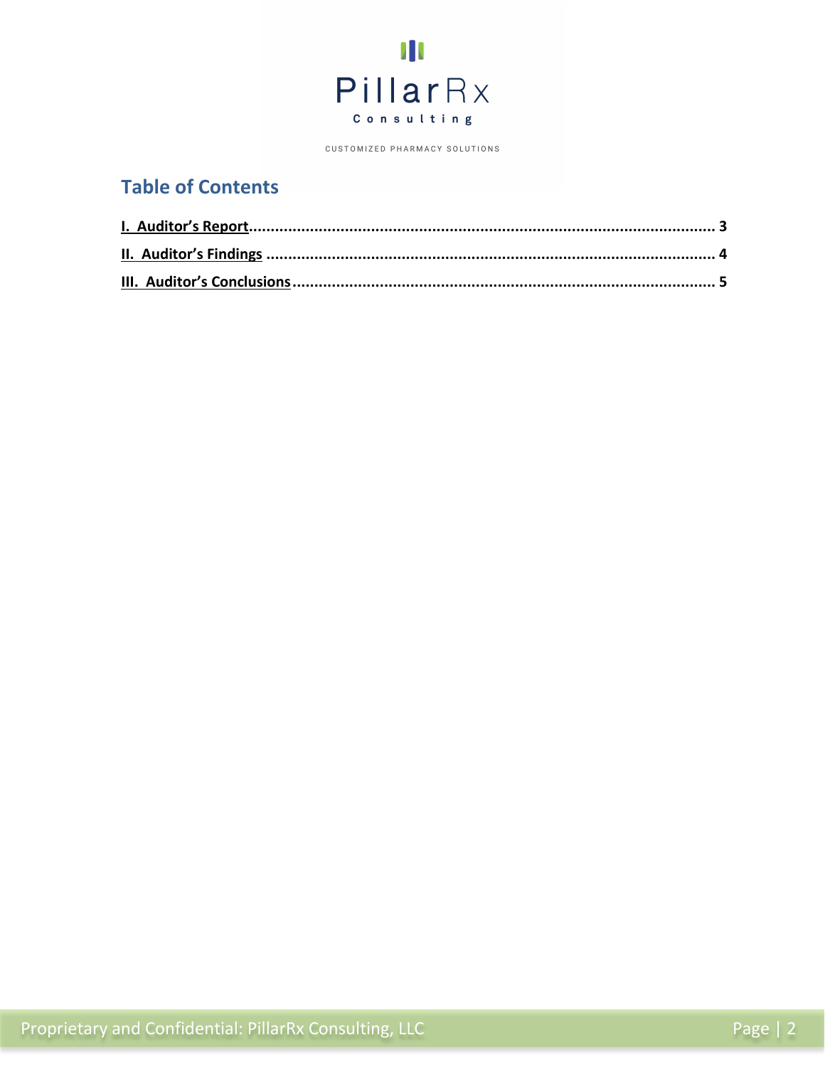PillarRx
Consulting

CUSTOMIZED PHARMACY SOLUTIONS

## Table of Contents

**I. Auditor's Report** .......... **3**

**II. Auditor's Findings** .......... **4**

**III. Auditor's Conclusions** .......... **5**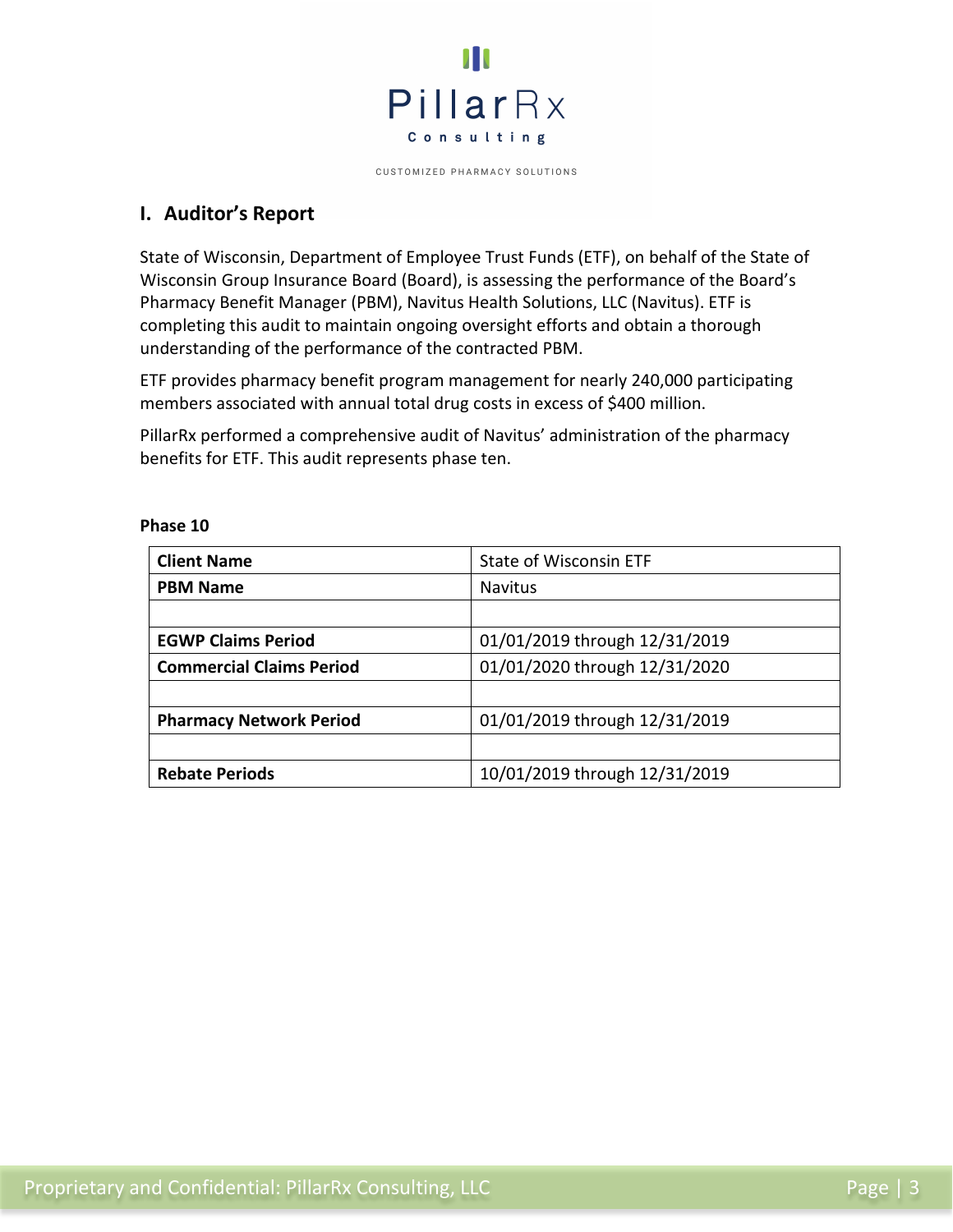## I. Auditor's Report

State of Wisconsin, Department of Employee Trust Funds (ETF), on behalf of the State of Wisconsin Group Insurance Board (Board), is assessing the performance of the Board's Pharmacy Benefit Manager (PBM), Navitus Health Solutions, LLC (Navitus). ETF is completing this audit to maintain ongoing oversight efforts and obtain a thorough understanding of the performance of the contracted PBM.

ETF provides pharmacy benefit program management for nearly 240,000 participating members associated with annual total drug costs in excess of $400 million.

PillarRx performed a comprehensive audit of Navitus' administration of the pharmacy benefits for ETF. This audit represents phase ten.

**Phase 10**

| **Client Name** | State of Wisconsin ETF |
|---|---|
| **PBM Name** | Navitus |
| | |
| **EGWP Claims Period** | 01/01/2019 through 12/31/2019 |
| **Commercial Claims Period** | 01/01/2020 through 12/31/2020 |
| | |
| **Pharmacy Network Period** | 01/01/2019 through 12/31/2019 |
| | |
| **Rebate Periods** | 10/01/2019 through 12/31/2019 |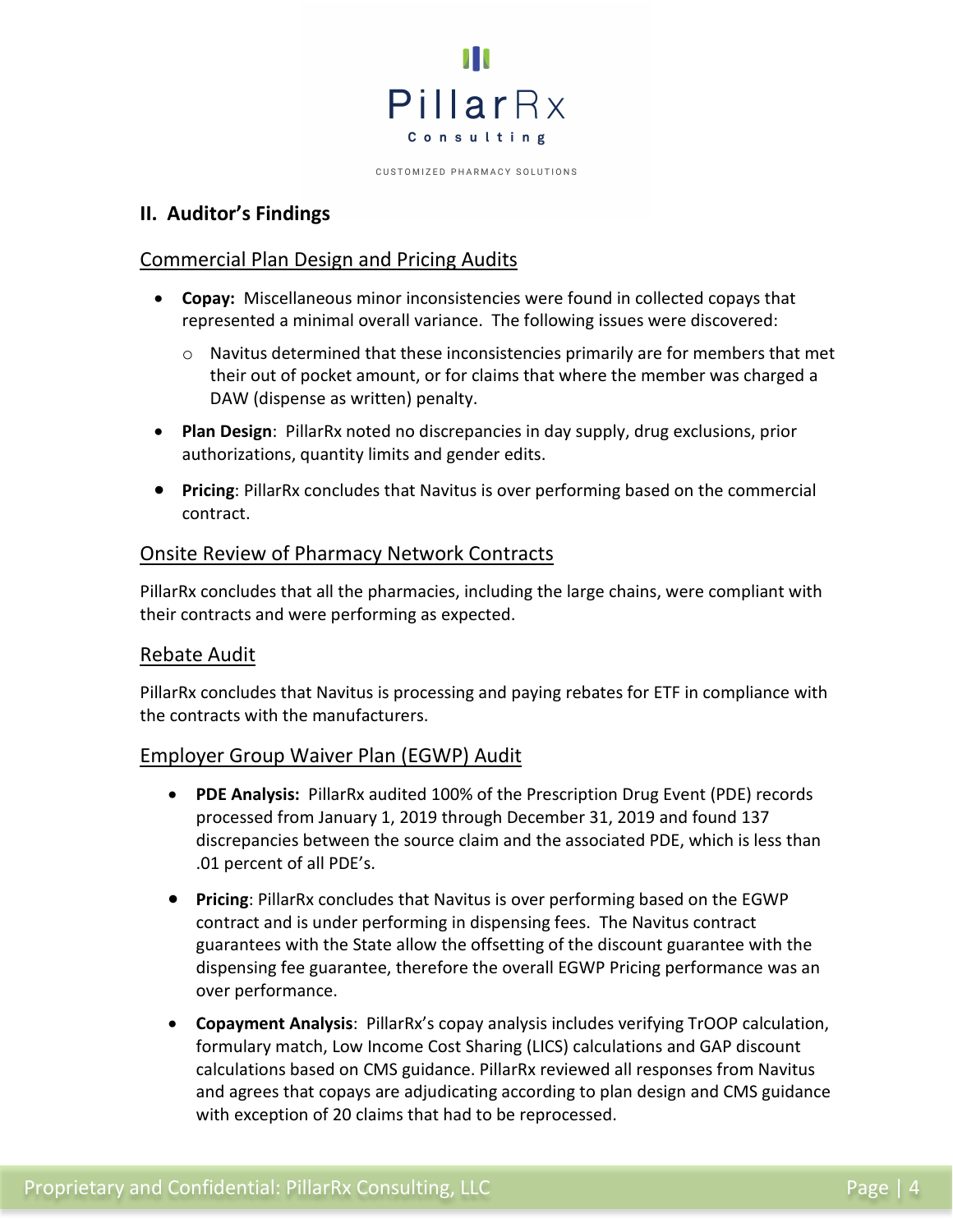## II. Auditor's Findings

### Commercial Plan Design and Pricing Audits

- **Copay:** Miscellaneous minor inconsistencies were found in collected copays that represented a minimal overall variance. The following issues were discovered:
  - Navitus determined that these inconsistencies primarily are for members that met their out of pocket amount, or for claims that where the member was charged a DAW (dispense as written) penalty.
- **Plan Design**: PillarRx noted no discrepancies in day supply, drug exclusions, prior authorizations, quantity limits and gender edits.
- **Pricing**: PillarRx concludes that Navitus is over performing based on the commercial contract.

### Onsite Review of Pharmacy Network Contracts

PillarRx concludes that all the pharmacies, including the large chains, were compliant with their contracts and were performing as expected.

### Rebate Audit

PillarRx concludes that Navitus is processing and paying rebates for ETF in compliance with the contracts with the manufacturers.

### Employer Group Waiver Plan (EGWP) Audit

- **PDE Analysis:** PillarRx audited 100% of the Prescription Drug Event (PDE) records processed from January 1, 2019 through December 31, 2019 and found 137 discrepancies between the source claim and the associated PDE, which is less than .01 percent of all PDE's.
- **Pricing**: PillarRx concludes that Navitus is over performing based on the EGWP contract and is under performing in dispensing fees. The Navitus contract guarantees with the State allow the offsetting of the discount guarantee with the dispensing fee guarantee, therefore the overall EGWP Pricing performance was an over performance.
- **Copayment Analysis**: PillarRx's copay analysis includes verifying TrOOP calculation, formulary match, Low Income Cost Sharing (LICS) calculations and GAP discount calculations based on CMS guidance. PillarRx reviewed all responses from Navitus and agrees that copays are adjudicating according to plan design and CMS guidance with exception of 20 claims that had to be reprocessed.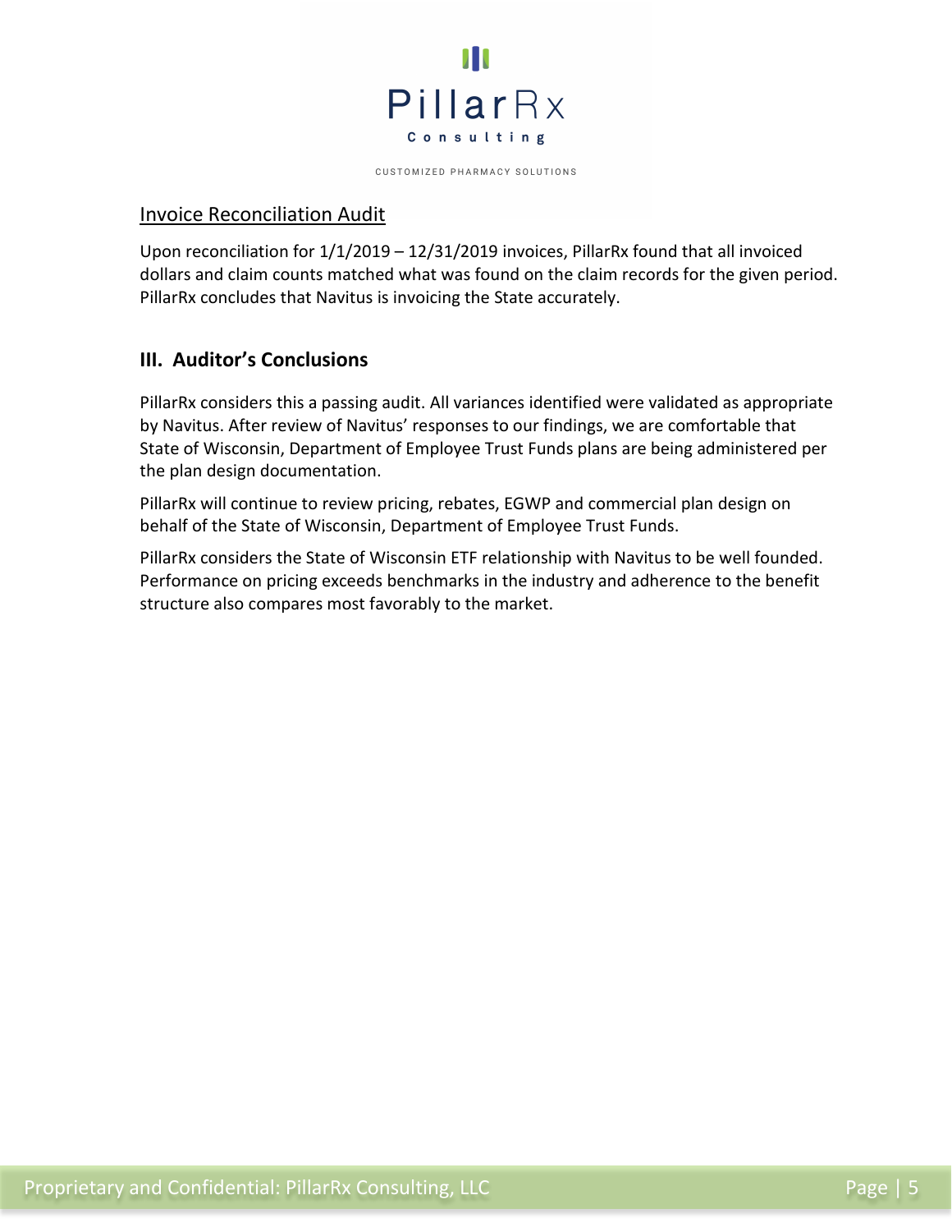## Invoice Reconciliation Audit

Upon reconciliation for 1/1/2019 – 12/31/2019 invoices, PillarRx found that all invoiced dollars and claim counts matched what was found on the claim records for the given period. PillarRx concludes that Navitus is invoicing the State accurately.

## III. Auditor's Conclusions

PillarRx considers this a passing audit. All variances identified were validated as appropriate by Navitus. After review of Navitus' responses to our findings, we are comfortable that State of Wisconsin, Department of Employee Trust Funds plans are being administered per the plan design documentation.

PillarRx will continue to review pricing, rebates, EGWP and commercial plan design on behalf of the State of Wisconsin, Department of Employee Trust Funds.

PillarRx considers the State of Wisconsin ETF relationship with Navitus to be well founded. Performance on pricing exceeds benchmarks in the industry and adherence to the benefit structure also compares most favorably to the market.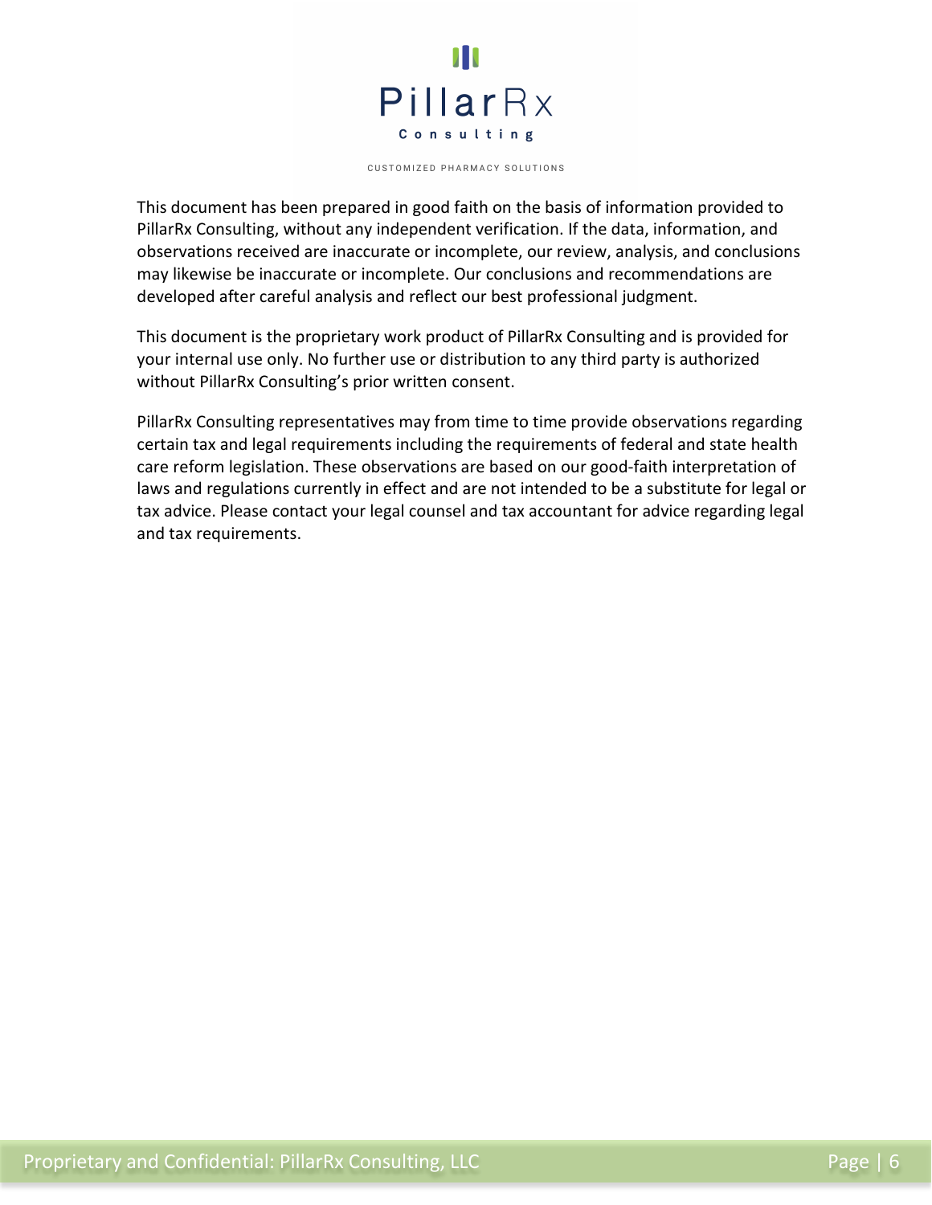PillarRx

Consulting

CUSTOMIZED PHARMACY SOLUTIONS

This document has been prepared in good faith on the basis of information provided to PillarRx Consulting, without any independent verification. If the data, information, and observations received are inaccurate or incomplete, our review, analysis, and conclusions may likewise be inaccurate or incomplete. Our conclusions and recommendations are developed after careful analysis and reflect our best professional judgment.

This document is the proprietary work product of PillarRx Consulting and is provided for your internal use only. No further use or distribution to any third party is authorized without PillarRx Consulting's prior written consent.

PillarRx Consulting representatives may from time to time provide observations regarding certain tax and legal requirements including the requirements of federal and state health care reform legislation. These observations are based on our good-faith interpretation of laws and regulations currently in effect and are not intended to be a substitute for legal or tax advice. Please contact your legal counsel and tax accountant for advice regarding legal and tax requirements.